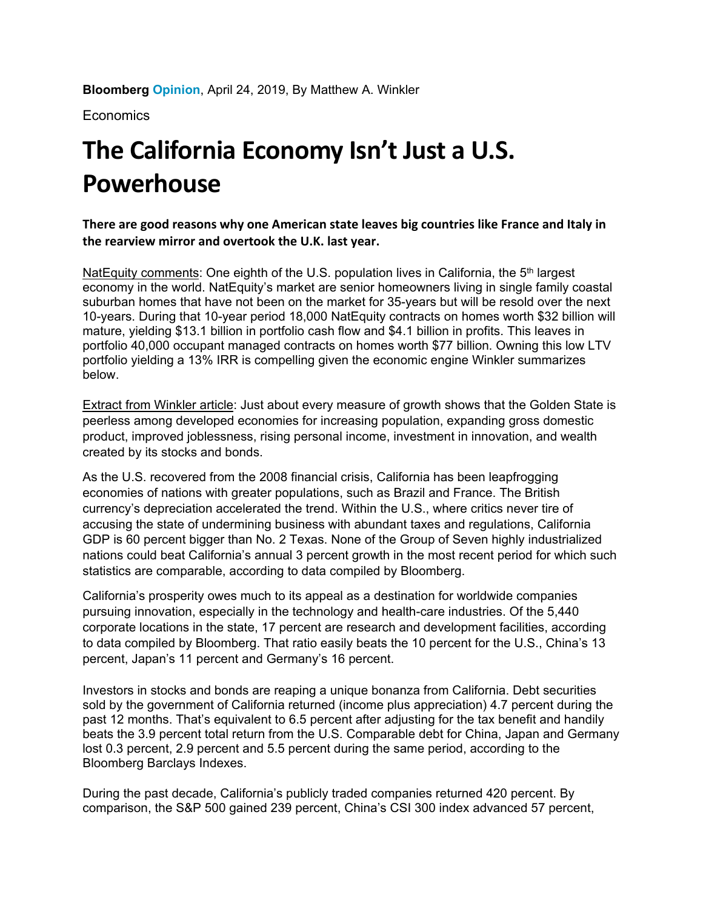**Bloomberg Opinion**, April 24, 2019, By Matthew A. Winkler

Economics

# The California Economy Isn't Just a U.S. Powerhouse

**There are good reasons why one American state leaves big countries like France and Italy in the rearview mirror and overtook the U.K. last year.**

NatEquity comments: One eighth of the U.S. population lives in California, the 5th largest economy in the world. NatEquity's market are senior homeowners living in single family coastal suburban homes that have not been on the market for 35-years but will be resold over the next 10-years. During that 10-year period 18,000 NatEquity contracts on homes worth $32 billion will mature, yielding $13.1 billion in portfolio cash flow and $4.1 billion in profits. This leaves in portfolio 40,000 occupant managed contracts on homes worth $77 billion. Owning this low LTV portfolio yielding a 13% IRR is compelling given the economic engine Winkler summarizes below.

Extract from Winkler article: Just about every measure of growth shows that the Golden State is peerless among developed economies for increasing population, expanding gross domestic product, improved joblessness, rising personal income, investment in innovation, and wealth created by its stocks and bonds.

As the U.S. recovered from the 2008 financial crisis, California has been leapfrogging economies of nations with greater populations, such as Brazil and France. The British currency's depreciation accelerated the trend. Within the U.S., where critics never tire of accusing the state of undermining business with abundant taxes and regulations, California GDP is 60 percent bigger than No. 2 Texas. None of the Group of Seven highly industrialized nations could beat California's annual 3 percent growth in the most recent period for which such statistics are comparable, according to data compiled by Bloomberg.

California's prosperity owes much to its appeal as a destination for worldwide companies pursuing innovation, especially in the technology and health-care industries. Of the 5,440 corporate locations in the state, 17 percent are research and development facilities, according to data compiled by Bloomberg. That ratio easily beats the 10 percent for the U.S., China's 13 percent, Japan's 11 percent and Germany's 16 percent.

Investors in stocks and bonds are reaping a unique bonanza from California. Debt securities sold by the government of California returned (income plus appreciation) 4.7 percent during the past 12 months. That's equivalent to 6.5 percent after adjusting for the tax benefit and handily beats the 3.9 percent total return from the U.S. Comparable debt for China, Japan and Germany lost 0.3 percent, 2.9 percent and 5.5 percent during the same period, according to the Bloomberg Barclays Indexes.

During the past decade, California's publicly traded companies returned 420 percent. By comparison, the S&P 500 gained 239 percent, China's CSI 300 index advanced 57 percent,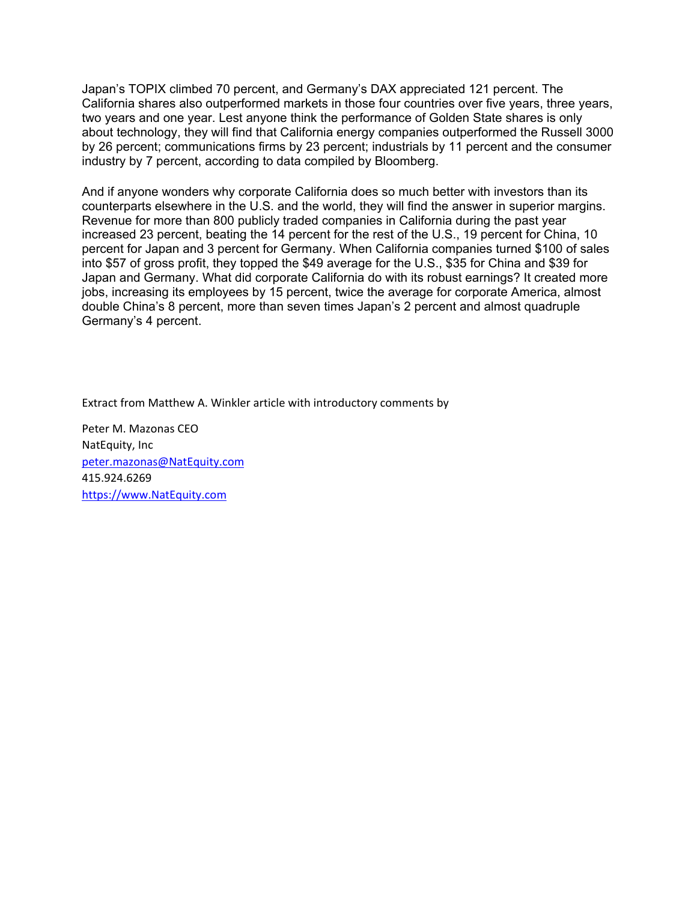Japan's TOPIX climbed 70 percent, and Germany's DAX appreciated 121 percent. The California shares also outperformed markets in those four countries over five years, three years, two years and one year. Lest anyone think the performance of Golden State shares is only about technology, they will find that California energy companies outperformed the Russell 3000 by 26 percent; communications firms by 23 percent; industrials by 11 percent and the consumer industry by 7 percent, according to data compiled by Bloomberg.

And if anyone wonders why corporate California does so much better with investors than its counterparts elsewhere in the U.S. and the world, they will find the answer in superior margins. Revenue for more than 800 publicly traded companies in California during the past year increased 23 percent, beating the 14 percent for the rest of the U.S., 19 percent for China, 10 percent for Japan and 3 percent for Germany. When California companies turned $100 of sales into $57 of gross profit, they topped the $49 average for the U.S., $35 for China and $39 for Japan and Germany. What did corporate California do with its robust earnings? It created more jobs, increasing its employees by 15 percent, twice the average for corporate America, almost double China's 8 percent, more than seven times Japan's 2 percent and almost quadruple Germany's 4 percent.

Extract from Matthew A. Winkler article with introductory comments by

Peter M. Mazonas CEO
NatEquity, Inc
peter.mazonas@NatEquity.com
415.924.6269
https://www.NatEquity.com